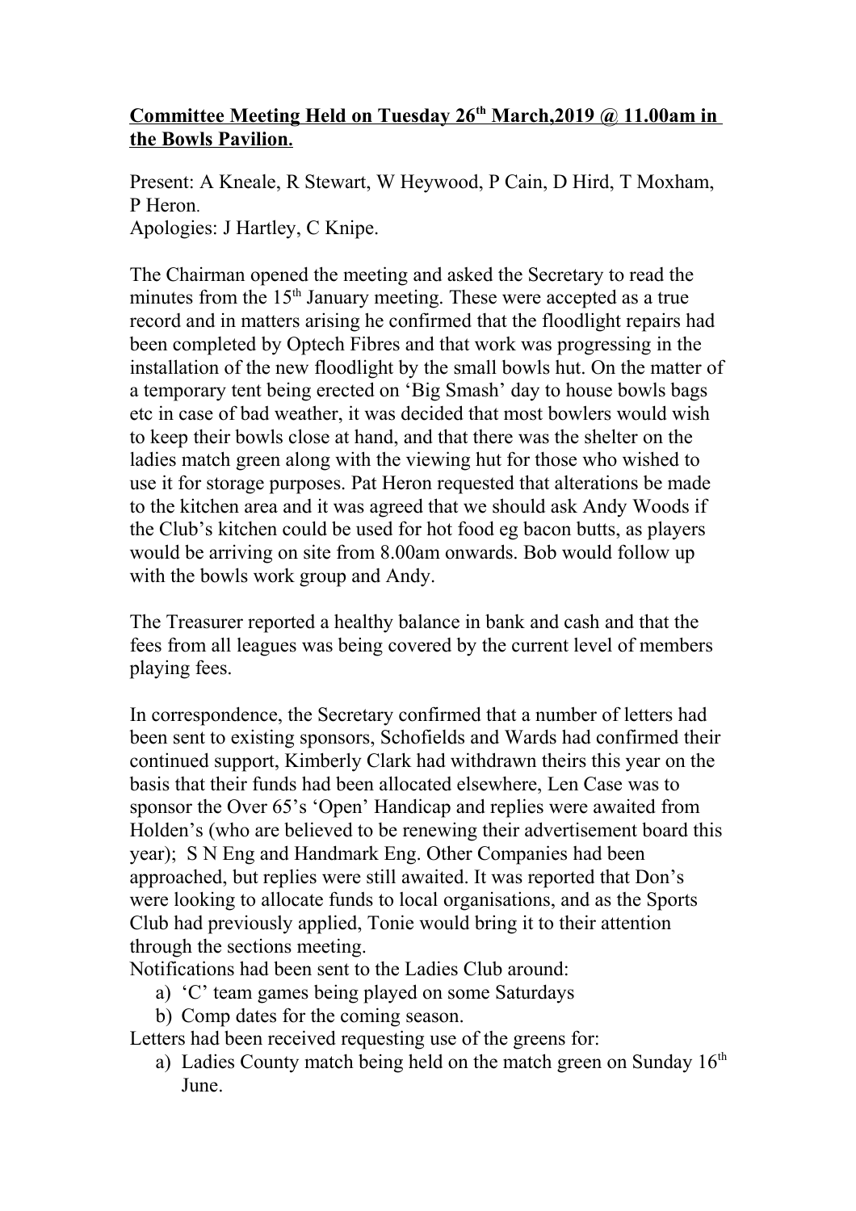**Committee Meeting Held on Tuesday 26th March,2019 @ 11.00am in the Bowls Pavilion.**

Present: A Kneale, R Stewart, W Heywood, P Cain, D Hird, T Moxham, P Heron.
Apologies: J Hartley, C Knipe.

The Chairman opened the meeting and asked the Secretary to read the minutes from the 15th January meeting. These were accepted as a true record and in matters arising he confirmed that the floodlight repairs had been completed by Optech Fibres and that work was progressing in the installation of the new floodlight by the small bowls hut. On the matter of a temporary tent being erected on 'Big Smash' day to house bowls bags etc in case of bad weather, it was decided that most bowlers would wish to keep their bowls close at hand, and that there was the shelter on the ladies match green along with the viewing hut for those who wished to use it for storage purposes. Pat Heron requested that alterations be made to the kitchen area and it was agreed that we should ask Andy Woods if the Club's kitchen could be used for hot food eg bacon butts, as players would be arriving on site from 8.00am onwards. Bob would follow up with the bowls work group and Andy.

The Treasurer reported a healthy balance in bank and cash and that the fees from all leagues was being covered by the current level of members playing fees.

In correspondence, the Secretary confirmed that a number of letters had been sent to existing sponsors, Schofields and Wards had confirmed their continued support, Kimberly Clark had withdrawn theirs this year on the basis that their funds had been allocated elsewhere, Len Case was to sponsor the Over 65's 'Open' Handicap and replies were awaited from Holden's (who are believed to be renewing their advertisement board this year); S N Eng and Handmark Eng. Other Companies had been approached, but replies were still awaited. It was reported that Don's were looking to allocate funds to local organisations, and as the Sports Club had previously applied, Tonie would bring it to their attention through the sections meeting.

Notifications had been sent to the Ladies Club around:

a) 'C' team games being played on some Saturdays
b) Comp dates for the coming season.

Letters had been received requesting use of the greens for:

a) Ladies County match being held on the match green on Sunday 16th June.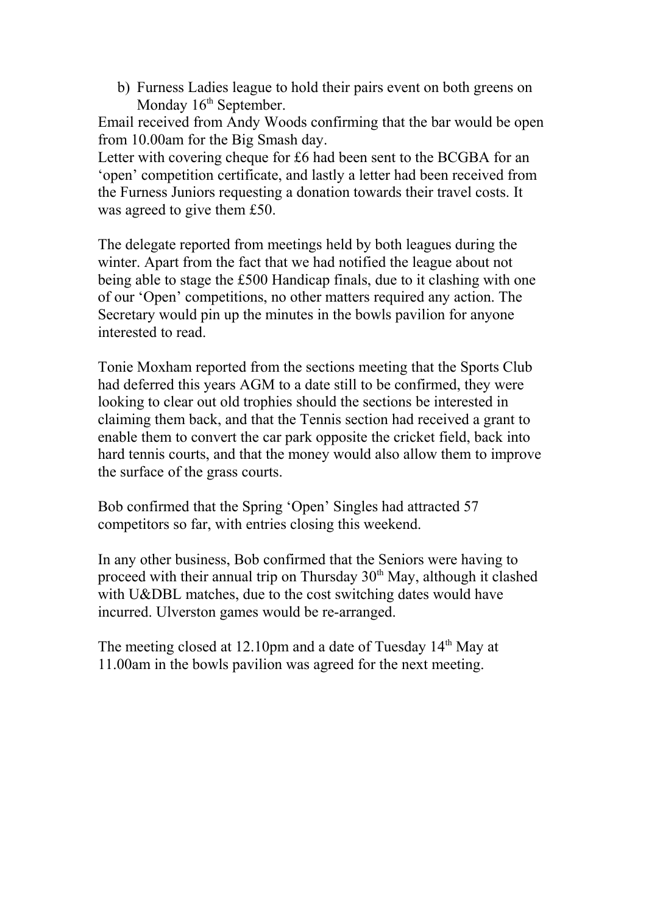b) Furness Ladies league to hold their pairs event on both greens on Monday 16th September.

Email received from Andy Woods confirming that the bar would be open from 10.00am for the Big Smash day.

Letter with covering cheque for £6 had been sent to the BCGBA for an 'open' competition certificate, and lastly a letter had been received from the Furness Juniors requesting a donation towards their travel costs. It was agreed to give them £50.

The delegate reported from meetings held by both leagues during the winter. Apart from the fact that we had notified the league about not being able to stage the £500 Handicap finals, due to it clashing with one of our 'Open' competitions, no other matters required any action. The Secretary would pin up the minutes in the bowls pavilion for anyone interested to read.

Tonie Moxham reported from the sections meeting that the Sports Club had deferred this years AGM to a date still to be confirmed, they were looking to clear out old trophies should the sections be interested in claiming them back, and that the Tennis section had received a grant to enable them to convert the car park opposite the cricket field, back into hard tennis courts, and that the money would also allow them to improve the surface of the grass courts.

Bob confirmed that the Spring 'Open' Singles had attracted 57 competitors so far, with entries closing this weekend.

In any other business, Bob confirmed that the Seniors were having to proceed with their annual trip on Thursday 30th May, although it clashed with U&DBL matches, due to the cost switching dates would have incurred. Ulverston games would be re-arranged.

The meeting closed at 12.10pm and a date of Tuesday 14th May at 11.00am in the bowls pavilion was agreed for the next meeting.